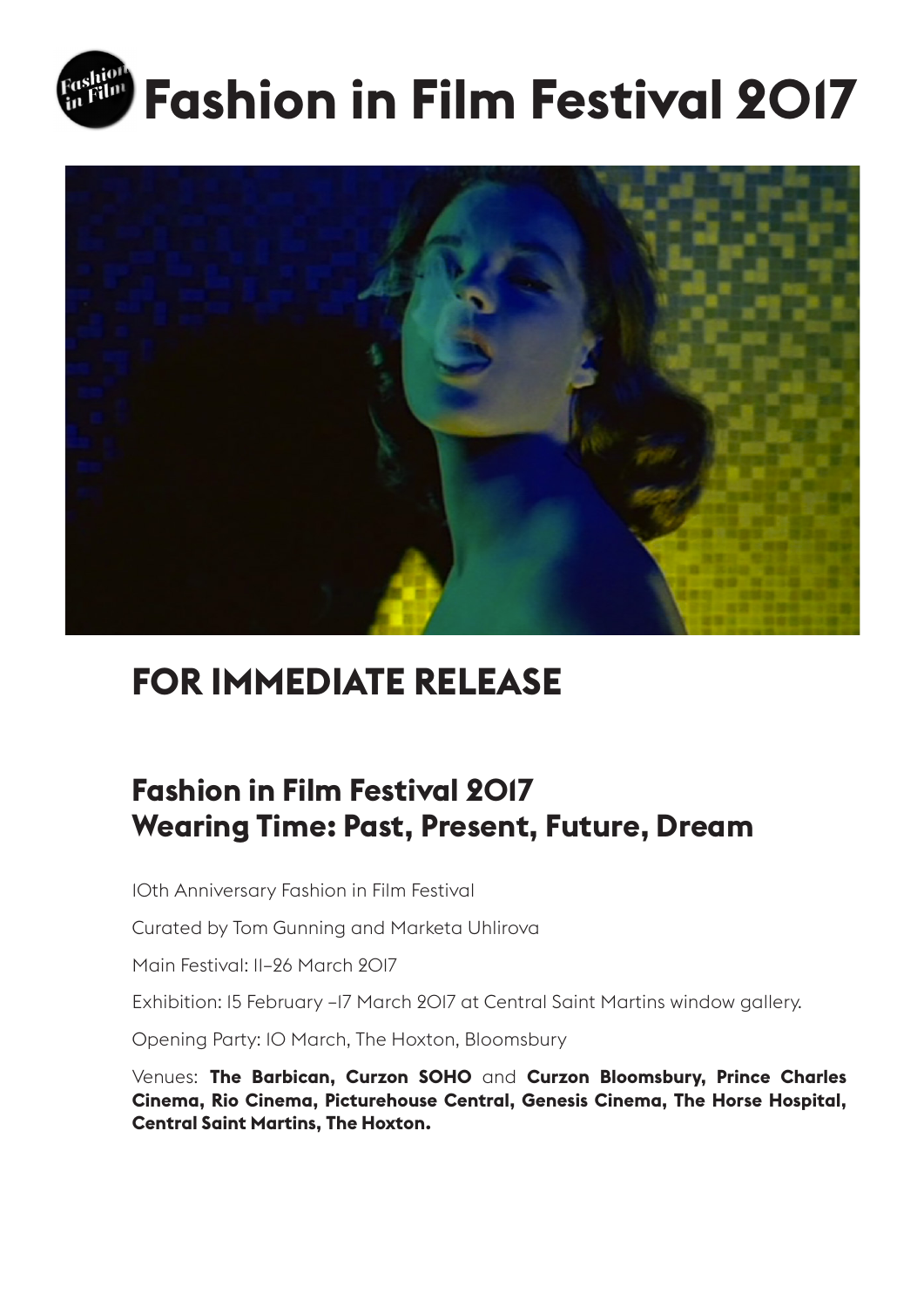# Fashion in Film Festival 2017

## FOR IMMEDIATE RELEASE

### Fashion in Film Festival 2017
### Wearing Time: Past, Present, Future, Dream

10th Anniversary Fashion in Film Festival

Curated by Tom Gunning and Marketa Uhlirova

Main Festival: 11–26 March 2017

Exhibition: 15 February –17 March 2017 at Central Saint Martins window gallery.

Opening Party: 10 March, The Hoxton, Bloomsbury

Venues: **The Barbican, Curzon SOHO** and **Curzon Bloomsbury, Prince Charles Cinema, Rio Cinema, Picturehouse Central, Genesis Cinema, The Horse Hospital, Central Saint Martins, The Hoxton.**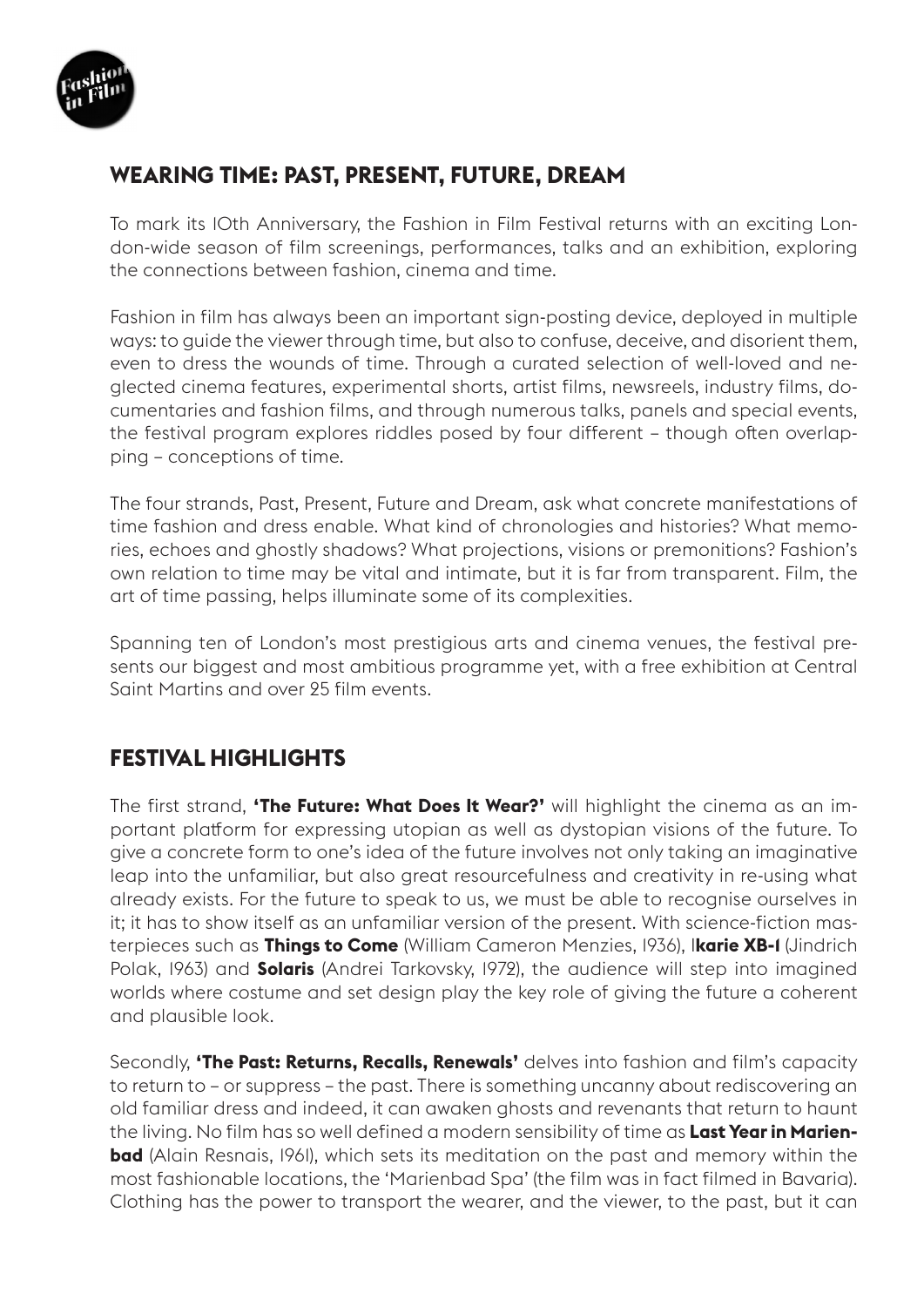## WEARING TIME: PAST, PRESENT, FUTURE, DREAM

To mark its 10th Anniversary, the Fashion in Film Festival returns with an exciting London-wide season of film screenings, performances, talks and an exhibition, exploring the connections between fashion, cinema and time.

Fashion in film has always been an important sign-posting device, deployed in multiple ways: to guide the viewer through time, but also to confuse, deceive, and disorient them, even to dress the wounds of time. Through a curated selection of well-loved and neglected cinema features, experimental shorts, artist films, newsreels, industry films, documentaries and fashion films, and through numerous talks, panels and special events, the festival program explores riddles posed by four different – though often overlapping – conceptions of time.

The four strands, Past, Present, Future and Dream, ask what concrete manifestations of time fashion and dress enable. What kind of chronologies and histories? What memories, echoes and ghostly shadows? What projections, visions or premonitions? Fashion's own relation to time may be vital and intimate, but it is far from transparent. Film, the art of time passing, helps illuminate some of its complexities.

Spanning ten of London's most prestigious arts and cinema venues, the festival presents our biggest and most ambitious programme yet, with a free exhibition at Central Saint Martins and over 25 film events.

## FESTIVAL HIGHLIGHTS

The first strand, **'The Future: What Does It Wear?'** will highlight the cinema as an important platform for expressing utopian as well as dystopian visions of the future. To give a concrete form to one's idea of the future involves not only taking an imaginative leap into the unfamiliar, but also great resourcefulness and creativity in re-using what already exists. For the future to speak to us, we must be able to recognise ourselves in it; it has to show itself as an unfamiliar version of the present. With science-fiction masterpieces such as **Things to Come** (William Cameron Menzies, 1936), **Ikarie XB-1** (Jindrich Polak, 1963) and **Solaris** (Andrei Tarkovsky, 1972), the audience will step into imagined worlds where costume and set design play the key role of giving the future a coherent and plausible look.

Secondly, **'The Past: Returns, Recalls, Renewals'** delves into fashion and film's capacity to return to – or suppress – the past. There is something uncanny about rediscovering an old familiar dress and indeed, it can awaken ghosts and revenants that return to haunt the living. No film has so well defined a modern sensibility of time as **Last Year in Marienbad** (Alain Resnais, 1961), which sets its meditation on the past and memory within the most fashionable locations, the 'Marienbad Spa' (the film was in fact filmed in Bavaria). Clothing has the power to transport the wearer, and the viewer, to the past, but it can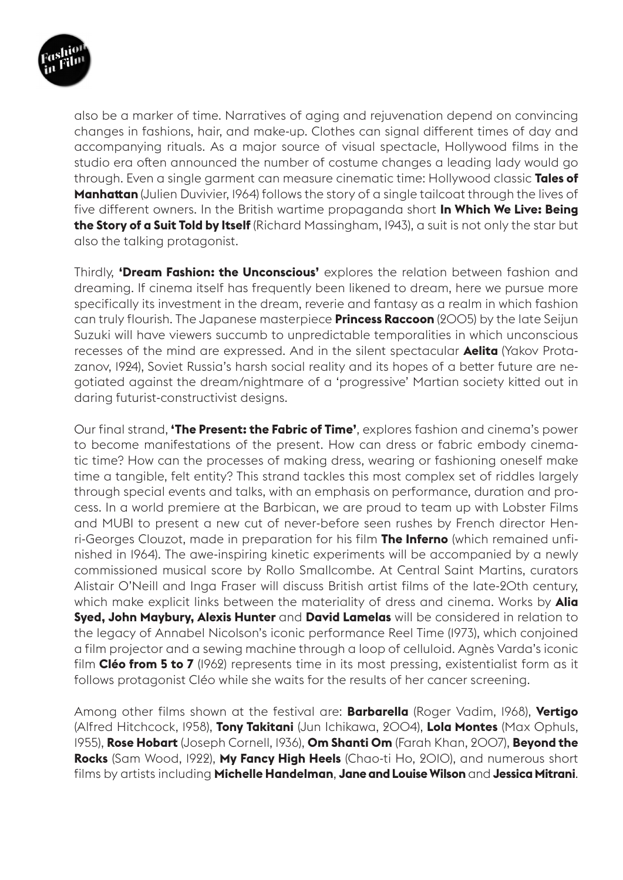also be a marker of time. Narratives of aging and rejuvenation depend on convincing changes in fashions, hair, and make-up. Clothes can signal different times of day and accompanying rituals. As a major source of visual spectacle, Hollywood films in the studio era often announced the number of costume changes a leading lady would go through. Even a single garment can measure cinematic time: Hollywood classic **Tales of Manhattan** (Julien Duvivier, 1964) follows the story of a single tailcoat through the lives of five different owners. In the British wartime propaganda short **In Which We Live: Being the Story of a Suit Told by Itself** (Richard Massingham, 1943), a suit is not only the star but also the talking protagonist.

Thirdly, **'Dream Fashion: the Unconscious'** explores the relation between fashion and dreaming. If cinema itself has frequently been likened to dream, here we pursue more specifically its investment in the dream, reverie and fantasy as a realm in which fashion can truly flourish. The Japanese masterpiece **Princess Raccoon** (2005) by the late Seijun Suzuki will have viewers succumb to unpredictable temporalities in which unconscious recesses of the mind are expressed. And in the silent spectacular **Aelita** (Yakov Protazanov, 1924), Soviet Russia's harsh social reality and its hopes of a better future are negotiated against the dream/nightmare of a 'progressive' Martian society kitted out in daring futurist-constructivist designs.

Our final strand, **'The Present: the Fabric of Time'**, explores fashion and cinema's power to become manifestations of the present. How can dress or fabric embody cinematic time? How can the processes of making dress, wearing or fashioning oneself make time a tangible, felt entity? This strand tackles this most complex set of riddles largely through special events and talks, with an emphasis on performance, duration and process. In a world premiere at the Barbican, we are proud to team up with Lobster Films and MUBI to present a new cut of never-before seen rushes by French director Henri-Georges Clouzot, made in preparation for his film **The Inferno** (which remained unfinished in 1964). The awe-inspiring kinetic experiments will be accompanied by a newly commissioned musical score by Rollo Smallcombe. At Central Saint Martins, curators Alistair O'Neill and Inga Fraser will discuss British artist films of the late-20th century, which make explicit links between the materiality of dress and cinema. Works by **Alia Syed, John Maybury, Alexis Hunter** and **David Lamelas** will be considered in relation to the legacy of Annabel Nicolson's iconic performance Reel Time (1973), which conjoined a film projector and a sewing machine through a loop of celluloid. Agnès Varda's iconic film **Cléo from 5 to 7** (1962) represents time in its most pressing, existentialist form as it follows protagonist Cléo while she waits for the results of her cancer screening.

Among other films shown at the festival are: **Barbarella** (Roger Vadim, 1968), **Vertigo** (Alfred Hitchcock, 1958), **Tony Takitani** (Jun Ichikawa, 2004), **Lola Montes** (Max Ophuls, 1955), **Rose Hobart** (Joseph Cornell, 1936), **Om Shanti Om** (Farah Khan, 2007), **Beyond the Rocks** (Sam Wood, 1922), **My Fancy High Heels** (Chao-ti Ho, 2010), and numerous short films by artists including **Michelle Handelman**, **Jane and Louise Wilson** and **Jessica Mitrani**.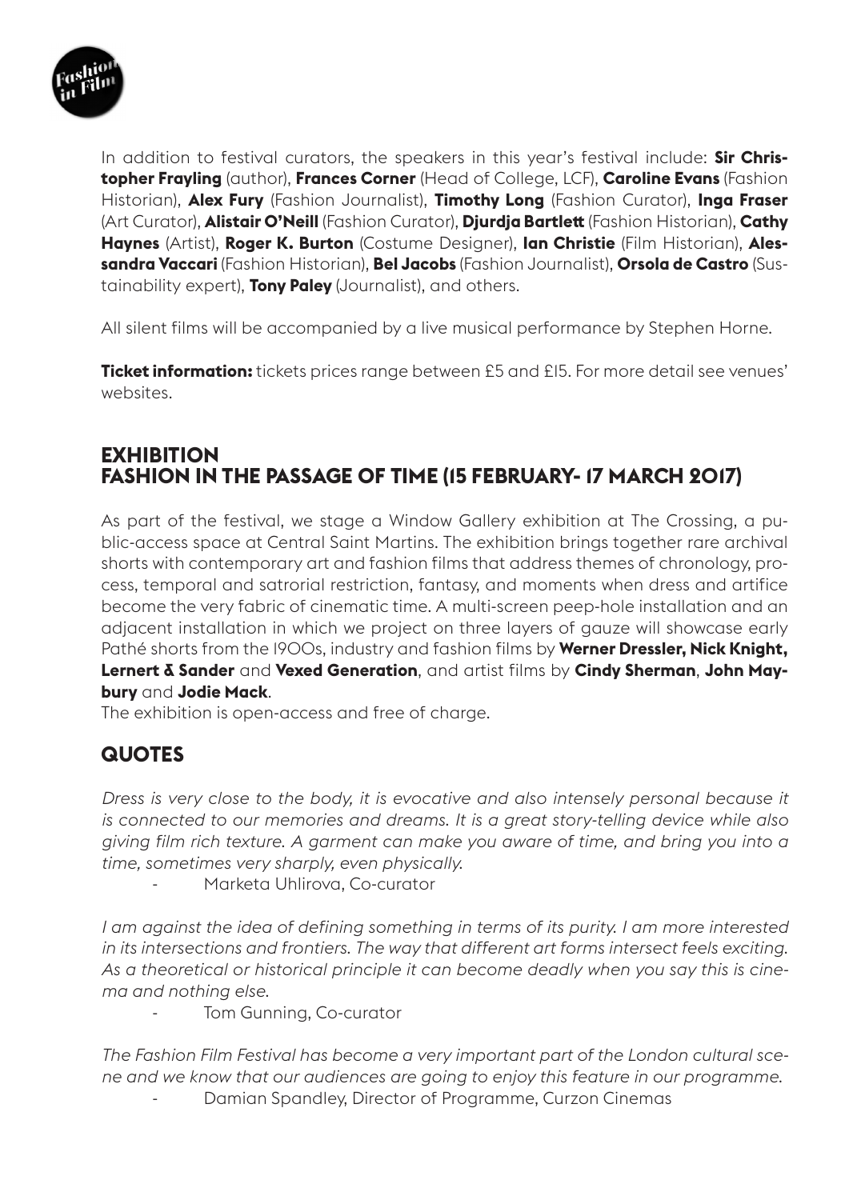In addition to festival curators, the speakers in this year's festival include: **Sir Christopher Frayling** (author), **Frances Corner** (Head of College, LCF), **Caroline Evans** (Fashion Historian), **Alex Fury** (Fashion Journalist), **Timothy Long** (Fashion Curator), **Inga Fraser** (Art Curator), **Alistair O'Neill** (Fashion Curator), **Djurdja Bartlett** (Fashion Historian), **Cathy Haynes** (Artist), **Roger K. Burton** (Costume Designer), **Ian Christie** (Film Historian), **Alessandra Vaccari** (Fashion Historian), **Bel Jacobs** (Fashion Journalist), **Orsola de Castro** (Sustainability expert), **Tony Paley** (Journalist), and others.

All silent films will be accompanied by a live musical performance by Stephen Horne.

**Ticket information:** tickets prices range between £5 and £15. For more detail see venues' websites.

## EXHIBITION
## FASHION IN THE PASSAGE OF TIME (15 FEBRUARY- 17 MARCH 2017)

As part of the festival, we stage a Window Gallery exhibition at The Crossing, a public-access space at Central Saint Martins. The exhibition brings together rare archival shorts with contemporary art and fashion films that address themes of chronology, process, temporal and satrorial restriction, fantasy, and moments when dress and artifice become the very fabric of cinematic time. A multi-screen peep-hole installation and an adjacent installation in which we project on three layers of gauze will showcase early Pathé shorts from the 1900s, industry and fashion films by **Werner Dressler, Nick Knight, Lernert & Sander** and **Vexed Generation**, and artist films by **Cindy Sherman**, **John Maybury** and **Jodie Mack**.
The exhibition is open-access and free of charge.

## QUOTES

*Dress is very close to the body, it is evocative and also intensely personal because it is connected to our memories and dreams. It is a great story-telling device while also giving film rich texture. A garment can make you aware of time, and bring you into a time, sometimes very sharply, even physically.*

- Marketa Uhlirova, Co-curator

*I am against the idea of defining something in terms of its purity. I am more interested in its intersections and frontiers. The way that different art forms intersect feels exciting. As a theoretical or historical principle it can become deadly when you say this is cinema and nothing else.*

- Tom Gunning, Co-curator

*The Fashion Film Festival has become a very important part of the London cultural scene and we know that our audiences are going to enjoy this feature in our programme.*

- Damian Spandley, Director of Programme, Curzon Cinemas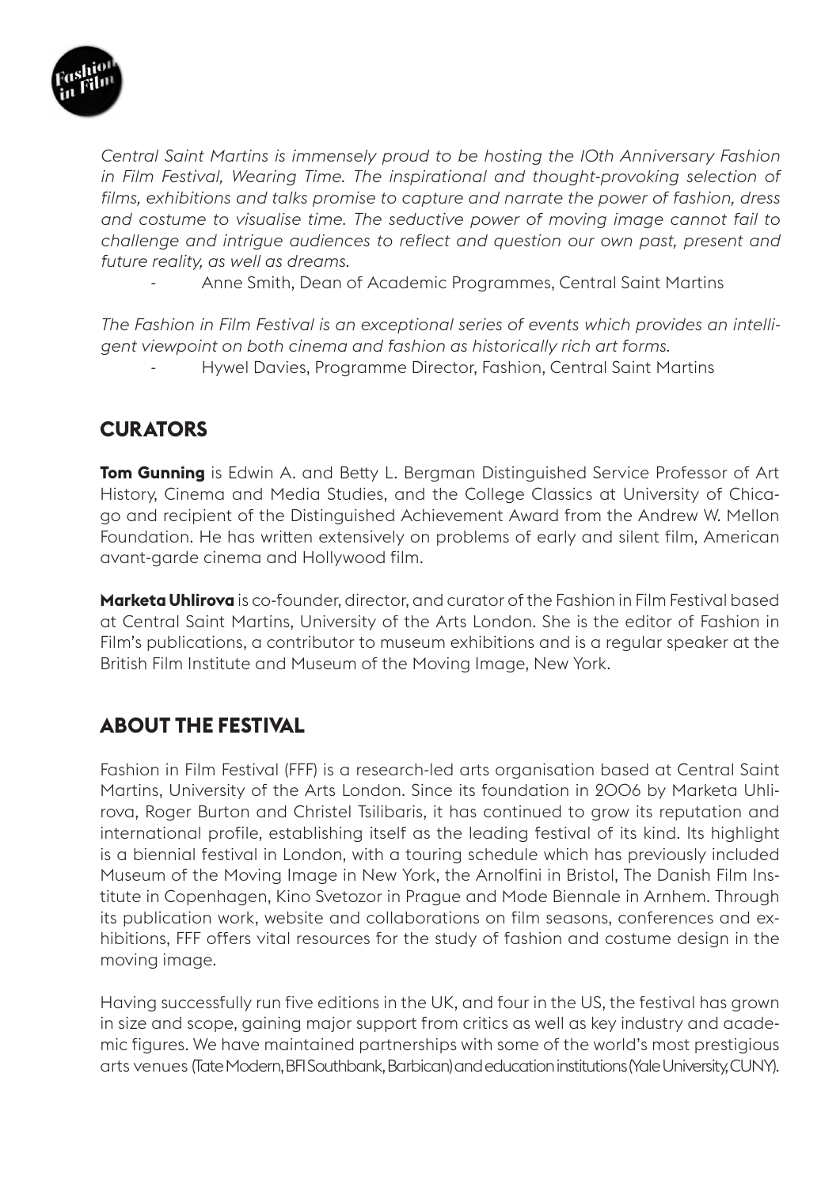*Central Saint Martins is immensely proud to be hosting the 10th Anniversary Fashion in Film Festival, Wearing Time. The inspirational and thought-provoking selection of films, exhibitions and talks promise to capture and narrate the power of fashion, dress and costume to visualise time. The seductive power of moving image cannot fail to challenge and intrigue audiences to reflect and question our own past, present and future reality, as well as dreams.*

- Anne Smith, Dean of Academic Programmes, Central Saint Martins

*The Fashion in Film Festival is an exceptional series of events which provides an intelligent viewpoint on both cinema and fashion as historically rich art forms.*

- Hywel Davies, Programme Director, Fashion, Central Saint Martins

## CURATORS

**Tom Gunning** is Edwin A. and Betty L. Bergman Distinguished Service Professor of Art History, Cinema and Media Studies, and the College Classics at University of Chicago and recipient of the Distinguished Achievement Award from the Andrew W. Mellon Foundation. He has written extensively on problems of early and silent film, American avant-garde cinema and Hollywood film.

**Marketa Uhlirova** is co-founder, director, and curator of the Fashion in Film Festival based at Central Saint Martins, University of the Arts London. She is the editor of Fashion in Film's publications, a contributor to museum exhibitions and is a regular speaker at the British Film Institute and Museum of the Moving Image, New York.

## ABOUT THE FESTIVAL

Fashion in Film Festival (FFF) is a research-led arts organisation based at Central Saint Martins, University of the Arts London. Since its foundation in 2006 by Marketa Uhlirova, Roger Burton and Christel Tsilibaris, it has continued to grow its reputation and international profile, establishing itself as the leading festival of its kind. Its highlight is a biennial festival in London, with a touring schedule which has previously included Museum of the Moving Image in New York, the Arnolfini in Bristol, The Danish Film Institute in Copenhagen, Kino Svetozor in Prague and Mode Biennale in Arnhem. Through its publication work, website and collaborations on film seasons, conferences and exhibitions, FFF offers vital resources for the study of fashion and costume design in the moving image.

Having successfully run five editions in the UK, and four in the US, the festival has grown in size and scope, gaining major support from critics as well as key industry and academic figures. We have maintained partnerships with some of the world's most prestigious arts venues (Tate Modern, BFI Southbank, Barbican) and education institutions (Yale University, CUNY).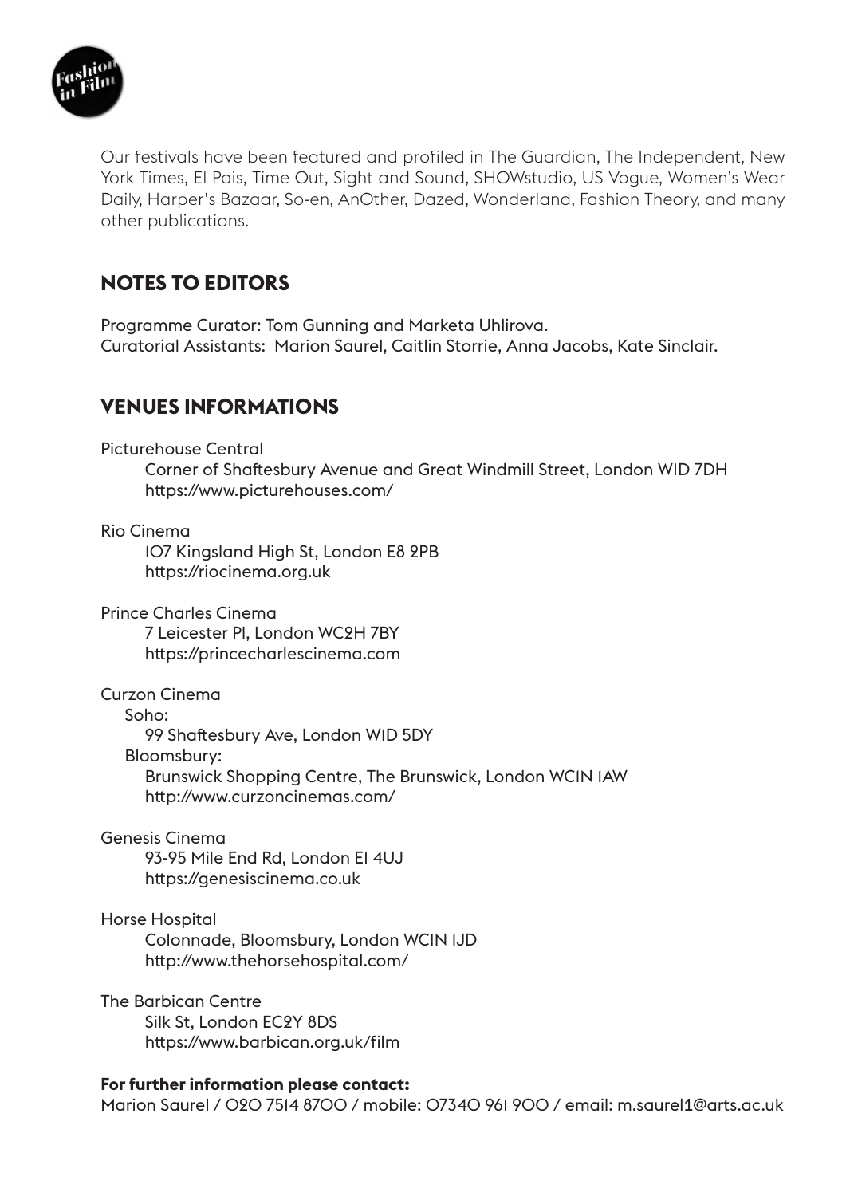Our festivals have been featured and profiled in The Guardian, The Independent, New York Times, El Pais, Time Out, Sight and Sound, SHOWstudio, US Vogue, Women's Wear Daily, Harper's Bazaar, So-en, AnOther, Dazed, Wonderland, Fashion Theory, and many other publications.

## NOTES TO EDITORS

Programme Curator: Tom Gunning and Marketa Uhlirova.
Curatorial Assistants: Marion Saurel, Caitlin Storrie, Anna Jacobs, Kate Sinclair.

## VENUES INFORMATIONS

Picturehouse Central
Corner of Shaftesbury Avenue and Great Windmill Street, London W1D 7DH
https://www.picturehouses.com/

Rio Cinema
107 Kingsland High St, London E8 2PB
https://riocinema.org.uk

Prince Charles Cinema
7 Leicester Pl, London WC2H 7BY
https://princecharlescinema.com

Curzon Cinema
Soho:
99 Shaftesbury Ave, London W1D 5DY
Bloomsbury:
Brunswick Shopping Centre, The Brunswick, London WC1N 1AW
http://www.curzoncinemas.com/

Genesis Cinema
93-95 Mile End Rd, London E1 4UJ
https://genesiscinema.co.uk

Horse Hospital
Colonnade, Bloomsbury, London WC1N 1JD
http://www.thehorsehospital.com/

The Barbican Centre
Silk St, London EC2Y 8DS
https://www.barbican.org.uk/film

**For further information please contact:**
Marion Saurel / 020 7514 8700 / mobile: 07340 961 900 / email: m.saurel1@arts.ac.uk